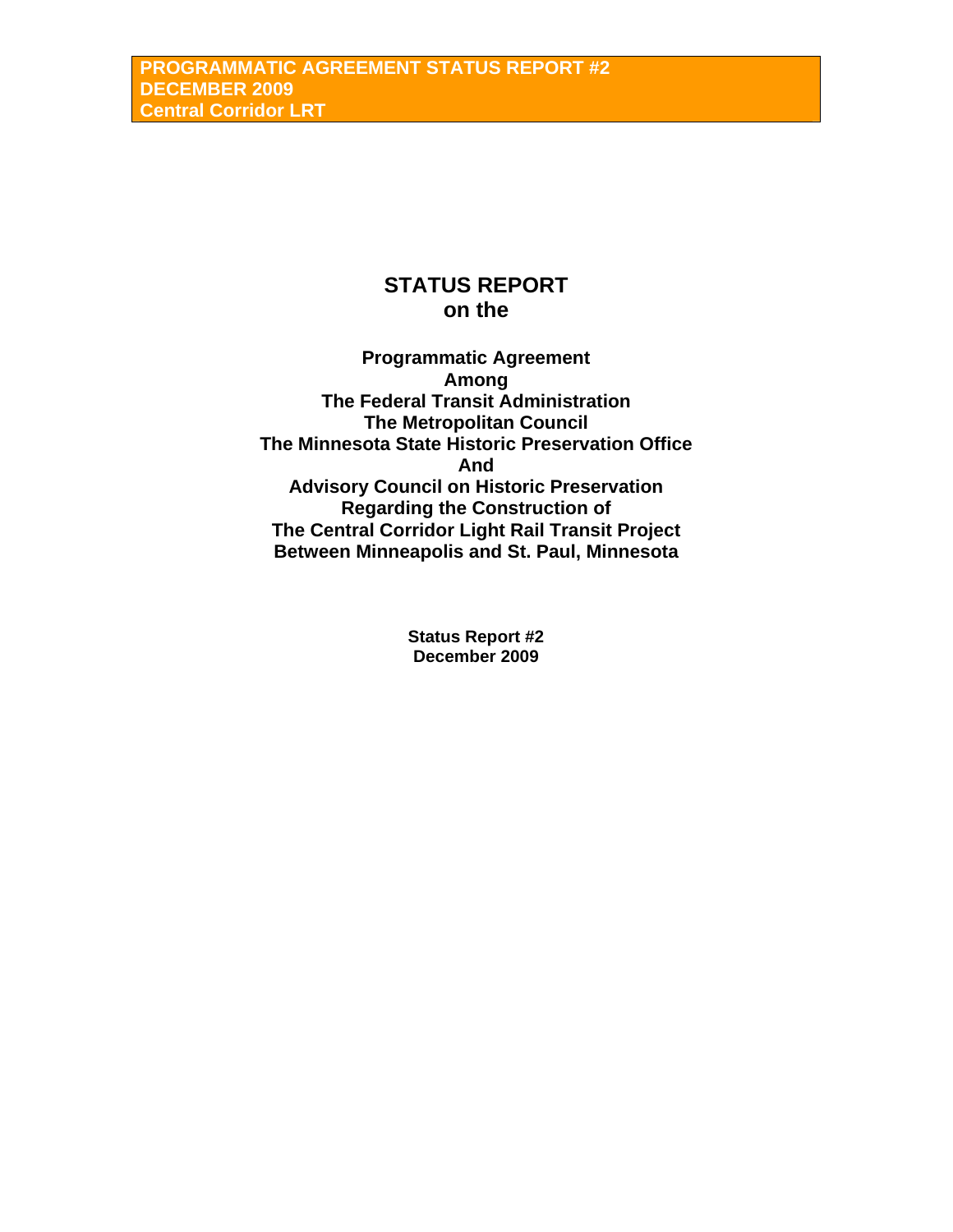# STATUS REPORT on the

**Programmatic Agreement**
**Among**
**The Federal Transit Administration**
**The Metropolitan Council**
**The Minnesota State Historic Preservation Office**
**And**
**Advisory Council on Historic Preservation**
**Regarding the Construction of**
**The Central Corridor Light Rail Transit Project**
**Between Minneapolis and St. Paul, Minnesota**

**Status Report #2**
**December 2009**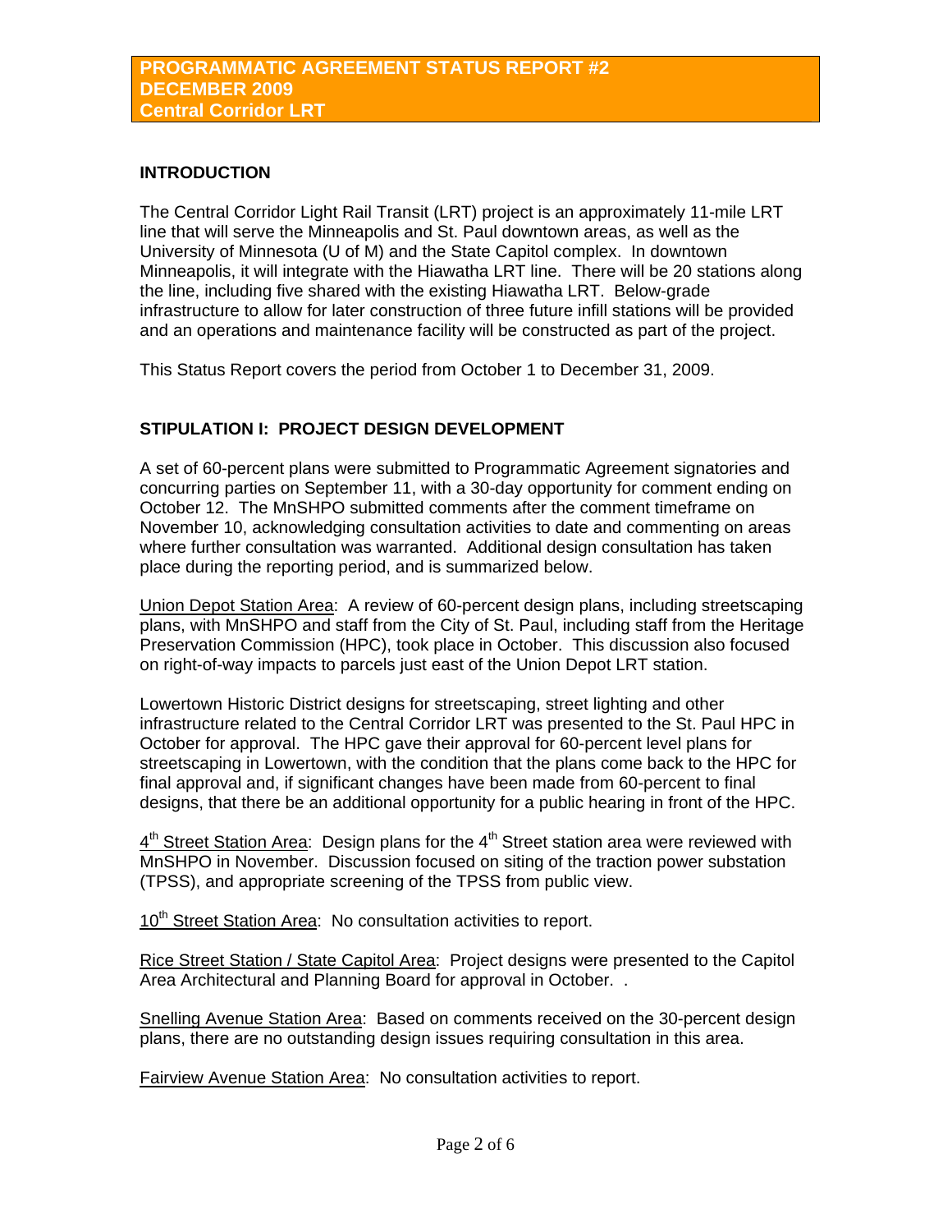**PROGRAMMATIC AGREEMENT STATUS REPORT #2**
**DECEMBER 2009**
**Central Corridor LRT**

## INTRODUCTION

The Central Corridor Light Rail Transit (LRT) project is an approximately 11-mile LRT line that will serve the Minneapolis and St. Paul downtown areas, as well as the University of Minnesota (U of M) and the State Capitol complex. In downtown Minneapolis, it will integrate with the Hiawatha LRT line. There will be 20 stations along the line, including five shared with the existing Hiawatha LRT. Below-grade infrastructure to allow for later construction of three future infill stations will be provided and an operations and maintenance facility will be constructed as part of the project.

This Status Report covers the period from October 1 to December 31, 2009.

## STIPULATION I: PROJECT DESIGN DEVELOPMENT

A set of 60-percent plans were submitted to Programmatic Agreement signatories and concurring parties on September 11, with a 30-day opportunity for comment ending on October 12. The MnSHPO submitted comments after the comment timeframe on November 10, acknowledging consultation activities to date and commenting on areas where further consultation was warranted. Additional design consultation has taken place during the reporting period, and is summarized below.

Union Depot Station Area: A review of 60-percent design plans, including streetscaping plans, with MnSHPO and staff from the City of St. Paul, including staff from the Heritage Preservation Commission (HPC), took place in October. This discussion also focused on right-of-way impacts to parcels just east of the Union Depot LRT station.

Lowertown Historic District designs for streetscaping, street lighting and other infrastructure related to the Central Corridor LRT was presented to the St. Paul HPC in October for approval. The HPC gave their approval for 60-percent level plans for streetscaping in Lowertown, with the condition that the plans come back to the HPC for final approval and, if significant changes have been made from 60-percent to final designs, that there be an additional opportunity for a public hearing in front of the HPC.

4th Street Station Area: Design plans for the 4th Street station area were reviewed with MnSHPO in November. Discussion focused on siting of the traction power substation (TPSS), and appropriate screening of the TPSS from public view.

10th Street Station Area: No consultation activities to report.

Rice Street Station / State Capitol Area: Project designs were presented to the Capitol Area Architectural and Planning Board for approval in October. .

Snelling Avenue Station Area: Based on comments received on the 30-percent design plans, there are no outstanding design issues requiring consultation in this area.

Fairview Avenue Station Area: No consultation activities to report.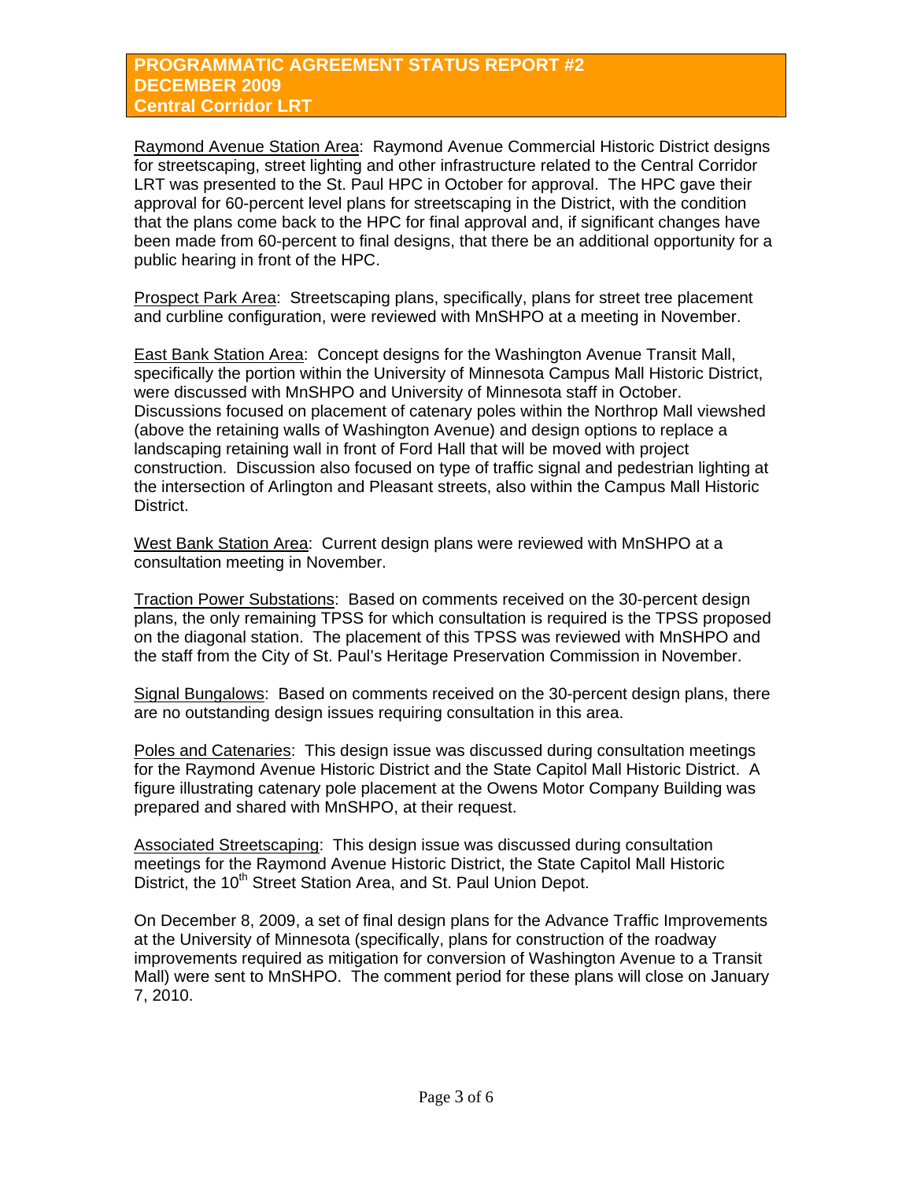Raymond Avenue Station Area: Raymond Avenue Commercial Historic District designs for streetscaping, street lighting and other infrastructure related to the Central Corridor LRT was presented to the St. Paul HPC in October for approval. The HPC gave their approval for 60-percent level plans for streetscaping in the District, with the condition that the plans come back to the HPC for final approval and, if significant changes have been made from 60-percent to final designs, that there be an additional opportunity for a public hearing in front of the HPC.

Prospect Park Area: Streetscaping plans, specifically, plans for street tree placement and curbline configuration, were reviewed with MnSHPO at a meeting in November.

East Bank Station Area: Concept designs for the Washington Avenue Transit Mall, specifically the portion within the University of Minnesota Campus Mall Historic District, were discussed with MnSHPO and University of Minnesota staff in October. Discussions focused on placement of catenary poles within the Northrop Mall viewshed (above the retaining walls of Washington Avenue) and design options to replace a landscaping retaining wall in front of Ford Hall that will be moved with project construction. Discussion also focused on type of traffic signal and pedestrian lighting at the intersection of Arlington and Pleasant streets, also within the Campus Mall Historic District.

West Bank Station Area: Current design plans were reviewed with MnSHPO at a consultation meeting in November.

Traction Power Substations: Based on comments received on the 30-percent design plans, the only remaining TPSS for which consultation is required is the TPSS proposed on the diagonal station. The placement of this TPSS was reviewed with MnSHPO and the staff from the City of St. Paul's Heritage Preservation Commission in November.

Signal Bungalows: Based on comments received on the 30-percent design plans, there are no outstanding design issues requiring consultation in this area.

Poles and Catenaries: This design issue was discussed during consultation meetings for the Raymond Avenue Historic District and the State Capitol Mall Historic District. A figure illustrating catenary pole placement at the Owens Motor Company Building was prepared and shared with MnSHPO, at their request.

Associated Streetscaping: This design issue was discussed during consultation meetings for the Raymond Avenue Historic District, the State Capitol Mall Historic District, the 10th Street Station Area, and St. Paul Union Depot.

On December 8, 2009, a set of final design plans for the Advance Traffic Improvements at the University of Minnesota (specifically, plans for construction of the roadway improvements required as mitigation for conversion of Washington Avenue to a Transit Mall) were sent to MnSHPO. The comment period for these plans will close on January 7, 2010.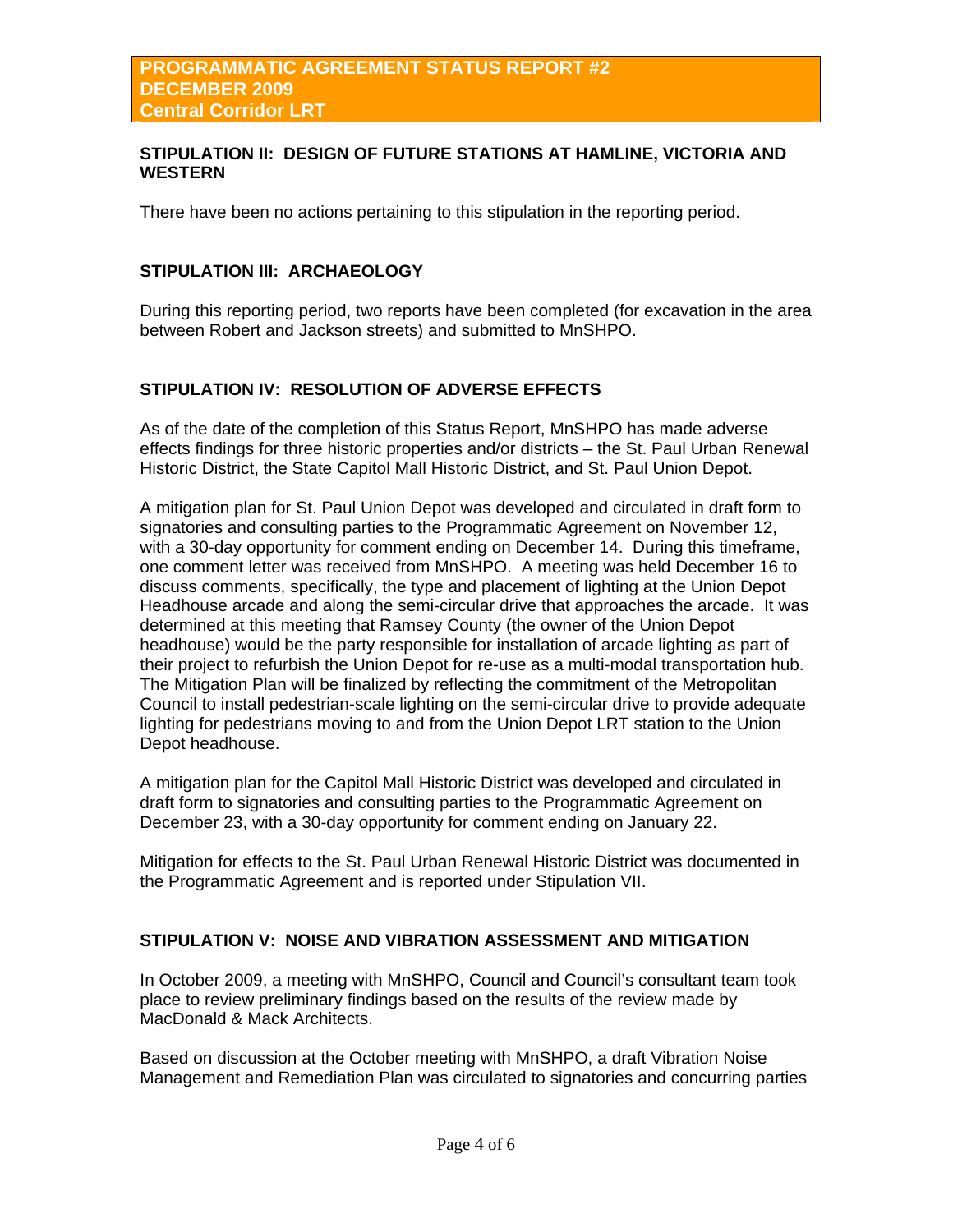**PROGRAMMATIC AGREEMENT STATUS REPORT #2**
**DECEMBER 2009**
**Central Corridor LRT**

## STIPULATION II: DESIGN OF FUTURE STATIONS AT HAMLINE, VICTORIA AND WESTERN

There have been no actions pertaining to this stipulation in the reporting period.

## STIPULATION III: ARCHAEOLOGY

During this reporting period, two reports have been completed (for excavation in the area between Robert and Jackson streets) and submitted to MnSHPO.

## STIPULATION IV: RESOLUTION OF ADVERSE EFFECTS

As of the date of the completion of this Status Report, MnSHPO has made adverse effects findings for three historic properties and/or districts – the St. Paul Urban Renewal Historic District, the State Capitol Mall Historic District, and St. Paul Union Depot.

A mitigation plan for St. Paul Union Depot was developed and circulated in draft form to signatories and consulting parties to the Programmatic Agreement on November 12, with a 30-day opportunity for comment ending on December 14. During this timeframe, one comment letter was received from MnSHPO. A meeting was held December 16 to discuss comments, specifically, the type and placement of lighting at the Union Depot Headhouse arcade and along the semi-circular drive that approaches the arcade. It was determined at this meeting that Ramsey County (the owner of the Union Depot headhouse) would be the party responsible for installation of arcade lighting as part of their project to refurbish the Union Depot for re-use as a multi-modal transportation hub. The Mitigation Plan will be finalized by reflecting the commitment of the Metropolitan Council to install pedestrian-scale lighting on the semi-circular drive to provide adequate lighting for pedestrians moving to and from the Union Depot LRT station to the Union Depot headhouse.

A mitigation plan for the Capitol Mall Historic District was developed and circulated in draft form to signatories and consulting parties to the Programmatic Agreement on December 23, with a 30-day opportunity for comment ending on January 22.

Mitigation for effects to the St. Paul Urban Renewal Historic District was documented in the Programmatic Agreement and is reported under Stipulation VII.

## STIPULATION V: NOISE AND VIBRATION ASSESSMENT AND MITIGATION

In October 2009, a meeting with MnSHPO, Council and Council's consultant team took place to review preliminary findings based on the results of the review made by MacDonald & Mack Architects.

Based on discussion at the October meeting with MnSHPO, a draft Vibration Noise Management and Remediation Plan was circulated to signatories and concurring parties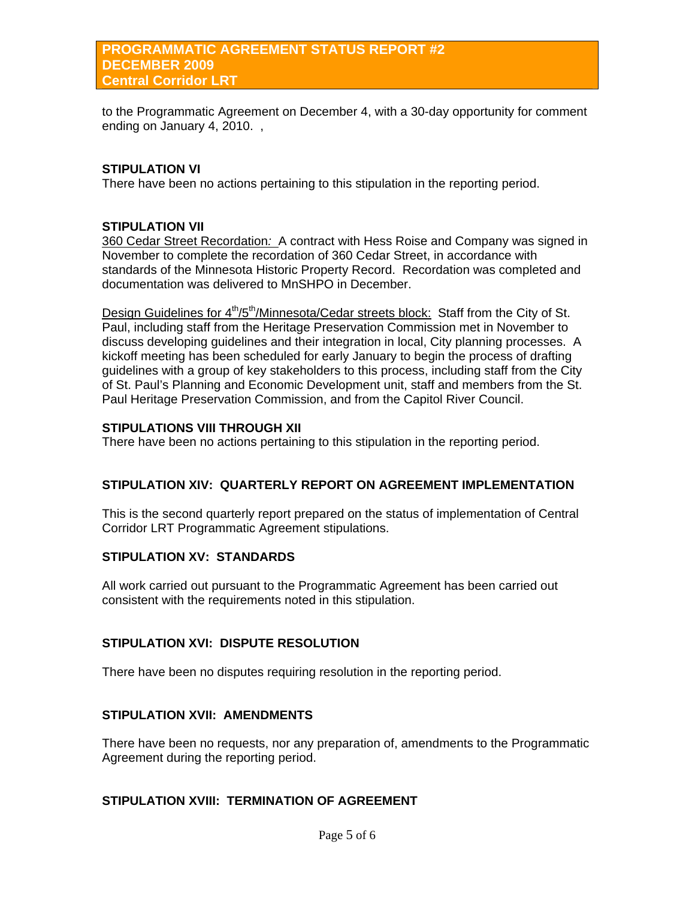to the Programmatic Agreement on December 4, with a 30-day opportunity for comment ending on January 4, 2010. ,

**STIPULATION VI**

There have been no actions pertaining to this stipulation in the reporting period.

**STIPULATION VII**

360 Cedar Street Recordation*:* A contract with Hess Roise and Company was signed in November to complete the recordation of 360 Cedar Street, in accordance with standards of the Minnesota Historic Property Record. Recordation was completed and documentation was delivered to MnSHPO in December.

Design Guidelines for 4th/5th/Minnesota/Cedar streets block: Staff from the City of St. Paul, including staff from the Heritage Preservation Commission met in November to discuss developing guidelines and their integration in local, City planning processes. A kickoff meeting has been scheduled for early January to begin the process of drafting guidelines with a group of key stakeholders to this process, including staff from the City of St. Paul's Planning and Economic Development unit, staff and members from the St. Paul Heritage Preservation Commission, and from the Capitol River Council.

**STIPULATIONS VIII THROUGH XII**

There have been no actions pertaining to this stipulation in the reporting period.

**STIPULATION XIV: QUARTERLY REPORT ON AGREEMENT IMPLEMENTATION**

This is the second quarterly report prepared on the status of implementation of Central Corridor LRT Programmatic Agreement stipulations.

**STIPULATION XV: STANDARDS**

All work carried out pursuant to the Programmatic Agreement has been carried out consistent with the requirements noted in this stipulation.

**STIPULATION XVI: DISPUTE RESOLUTION**

There have been no disputes requiring resolution in the reporting period.

**STIPULATION XVII: AMENDMENTS**

There have been no requests, nor any preparation of, amendments to the Programmatic Agreement during the reporting period.

**STIPULATION XVIII: TERMINATION OF AGREEMENT**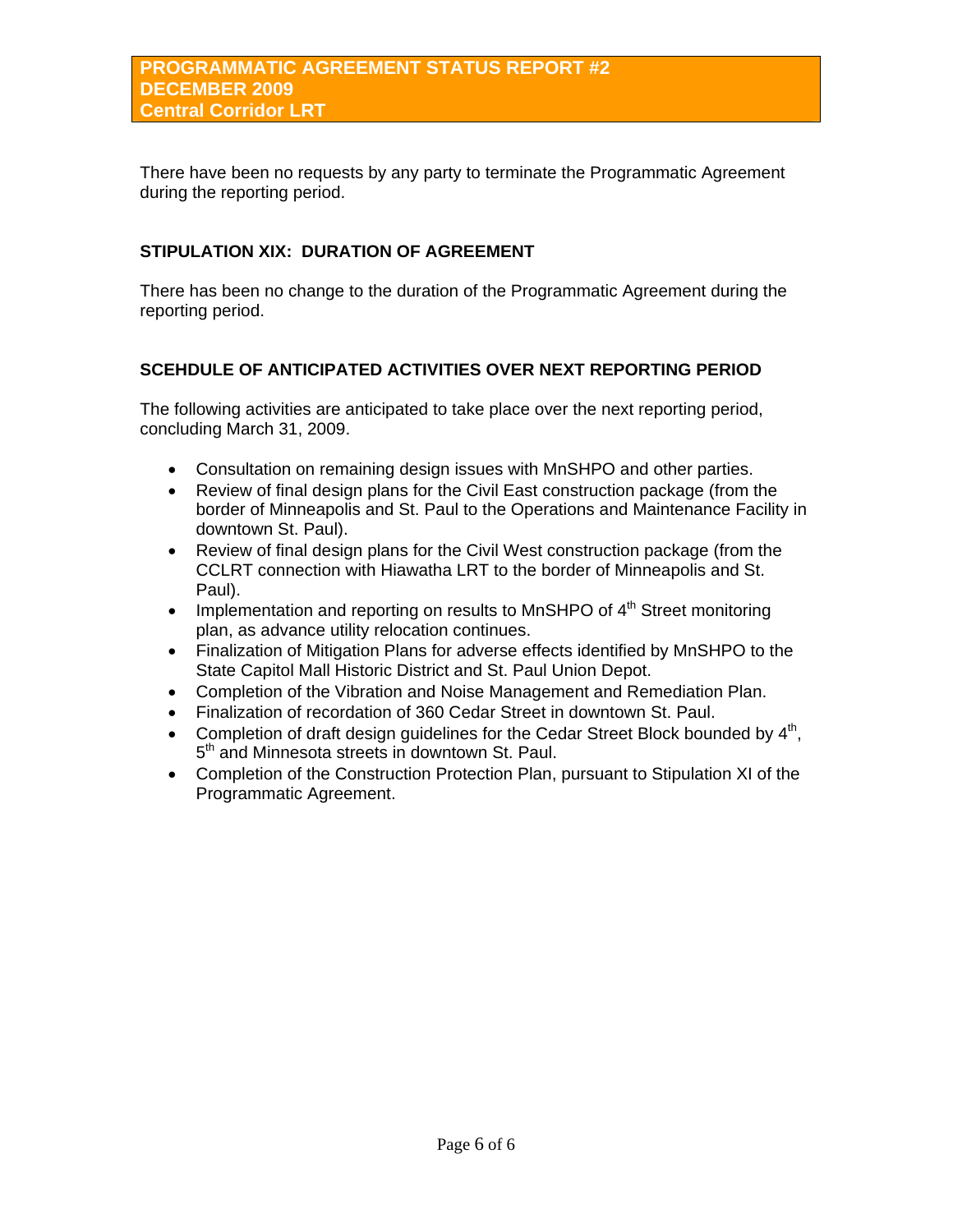There have been no requests by any party to terminate the Programmatic Agreement during the reporting period.

### STIPULATION XIX: DURATION OF AGREEMENT

There has been no change to the duration of the Programmatic Agreement during the reporting period.

### SCEHDULE OF ANTICIPATED ACTIVITIES OVER NEXT REPORTING PERIOD

The following activities are anticipated to take place over the next reporting period, concluding March 31, 2009.

- Consultation on remaining design issues with MnSHPO and other parties.
- Review of final design plans for the Civil East construction package (from the border of Minneapolis and St. Paul to the Operations and Maintenance Facility in downtown St. Paul).
- Review of final design plans for the Civil West construction package (from the CCLRT connection with Hiawatha LRT to the border of Minneapolis and St. Paul).
- Implementation and reporting on results to MnSHPO of 4th Street monitoring plan, as advance utility relocation continues.
- Finalization of Mitigation Plans for adverse effects identified by MnSHPO to the State Capitol Mall Historic District and St. Paul Union Depot.
- Completion of the Vibration and Noise Management and Remediation Plan.
- Finalization of recordation of 360 Cedar Street in downtown St. Paul.
- Completion of draft design guidelines for the Cedar Street Block bounded by 4th, 5th and Minnesota streets in downtown St. Paul.
- Completion of the Construction Protection Plan, pursuant to Stipulation XI of the Programmatic Agreement.